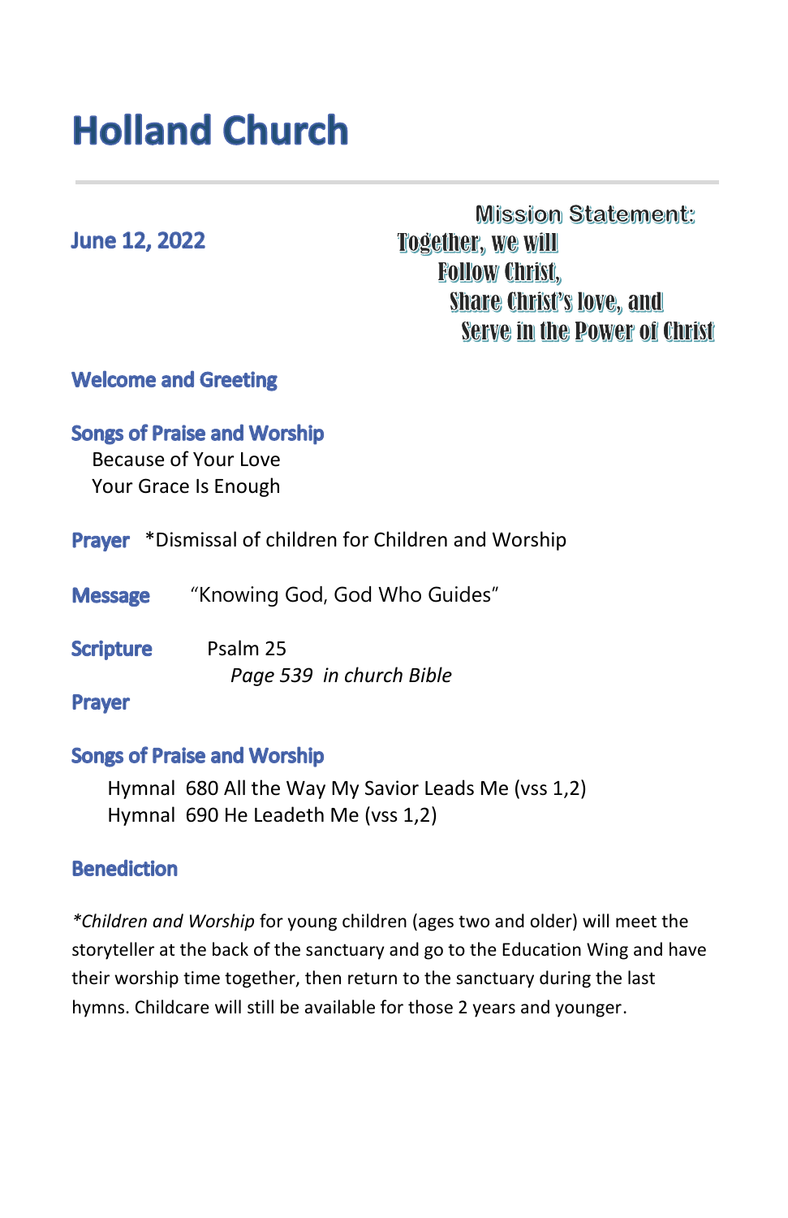# Holland Church

**June 12, 2022**

**Mission Statement:**
**Together, we will**
**Follow Christ,**
**Share Christ's love, and**
**Serve in the Power of Christ**

## Welcome and Greeting

## Songs of Praise and Worship

Because of Your Love
Your Grace Is Enough

## Prayer

*Dismissal of children for Children and Worship

## Message

"Knowing God, God Who Guides"

## Scripture

Psalm 25
*Page 539 in church Bible*

## Prayer

## Songs of Praise and Worship

Hymnal 680 All the Way My Savior Leads Me (vss 1,2)
Hymnal 690 He Leadeth Me (vss 1,2)

## Benediction

**Children and Worship* for young children (ages two and older) will meet the storyteller at the back of the sanctuary and go to the Education Wing and have their worship time together, then return to the sanctuary during the last hymns. Childcare will still be available for those 2 years and younger.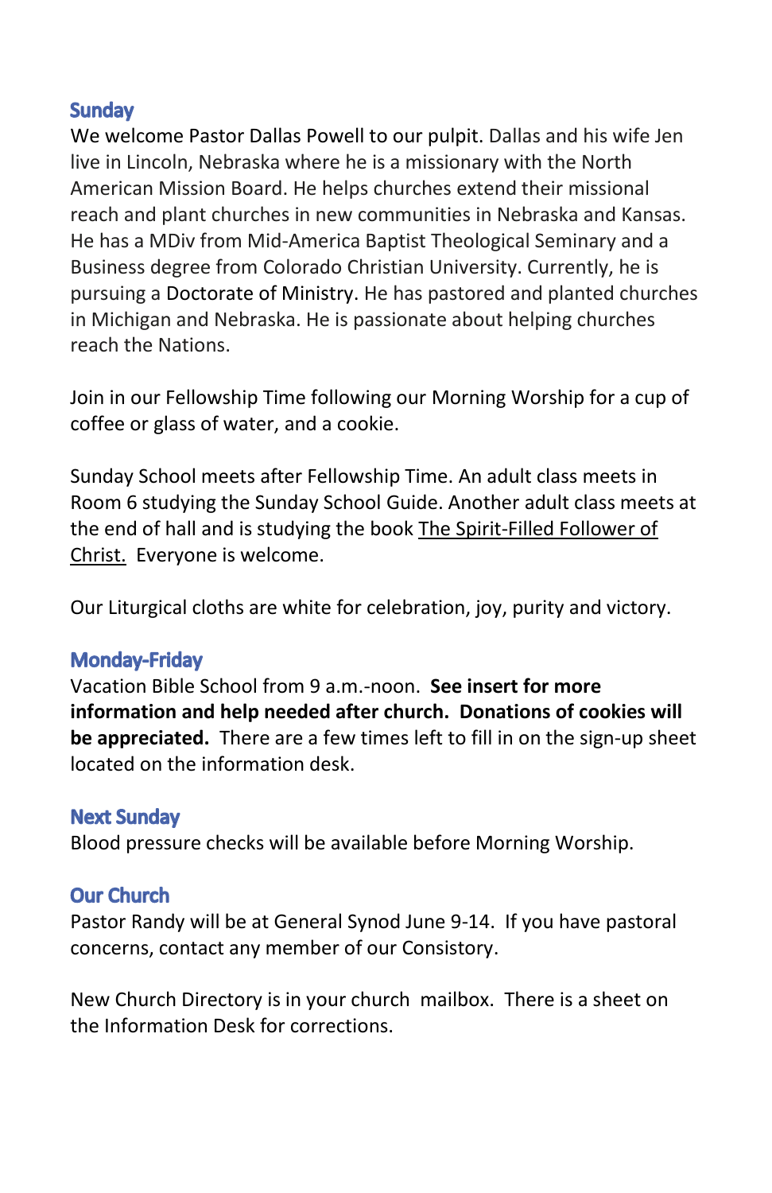## Sunday

We welcome Pastor Dallas Powell to our pulpit. Dallas and his wife Jen live in Lincoln, Nebraska where he is a missionary with the North American Mission Board. He helps churches extend their missional reach and plant churches in new communities in Nebraska and Kansas. He has a MDiv from Mid-America Baptist Theological Seminary and a Business degree from Colorado Christian University. Currently, he is pursuing a Doctorate of Ministry. He has pastored and planted churches in Michigan and Nebraska. He is passionate about helping churches reach the Nations.

Join in our Fellowship Time following our Morning Worship for a cup of coffee or glass of water, and a cookie.

Sunday School meets after Fellowship Time. An adult class meets in Room 6 studying the Sunday School Guide. Another adult class meets at the end of hall and is studying the book The Spirit-Filled Follower of Christ. Everyone is welcome.

Our Liturgical cloths are white for celebration, joy, purity and victory.

## Monday-Friday

Vacation Bible School from 9 a.m.-noon. **See insert for more information and help needed after church. Donations of cookies will be appreciated.** There are a few times left to fill in on the sign-up sheet located on the information desk.

## Next Sunday

Blood pressure checks will be available before Morning Worship.

## Our Church

Pastor Randy will be at General Synod June 9-14. If you have pastoral concerns, contact any member of our Consistory.

New Church Directory is in your church mailbox. There is a sheet on the Information Desk for corrections.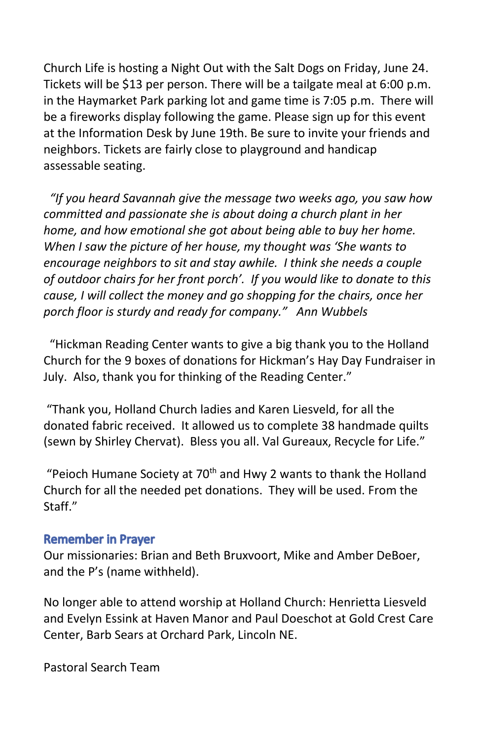Church Life is hosting a Night Out with the Salt Dogs on Friday, June 24. Tickets will be $13 per person. There will be a tailgate meal at 6:00 p.m. in the Haymarket Park parking lot and game time is 7:05 p.m. There will be a fireworks display following the game. Please sign up for this event at the Information Desk by June 19th. Be sure to invite your friends and neighbors. Tickets are fairly close to playground and handicap assessable seating.

*"If you heard Savannah give the message two weeks ago, you saw how committed and passionate she is about doing a church plant in her home, and how emotional she got about being able to buy her home. When I saw the picture of her house, my thought was 'She wants to encourage neighbors to sit and stay awhile. I think she needs a couple of outdoor chairs for her front porch'. If you would like to donate to this cause, I will collect the money and go shopping for the chairs, once her porch floor is sturdy and ready for company." Ann Wubbels*

"Hickman Reading Center wants to give a big thank you to the Holland Church for the 9 boxes of donations for Hickman's Hay Day Fundraiser in July. Also, thank you for thinking of the Reading Center."

"Thank you, Holland Church ladies and Karen Liesveld, for all the donated fabric received. It allowed us to complete 38 handmade quilts (sewn by Shirley Chervat). Bless you all. Val Gureaux, Recycle for Life."

"Peioch Humane Society at 70th and Hwy 2 wants to thank the Holland Church for all the needed pet donations. They will be used. From the Staff."

## Remember in Prayer

Our missionaries: Brian and Beth Bruxvoort, Mike and Amber DeBoer, and the P's (name withheld).

No longer able to attend worship at Holland Church: Henrietta Liesveld and Evelyn Essink at Haven Manor and Paul Doeschot at Gold Crest Care Center, Barb Sears at Orchard Park, Lincoln NE.

Pastoral Search Team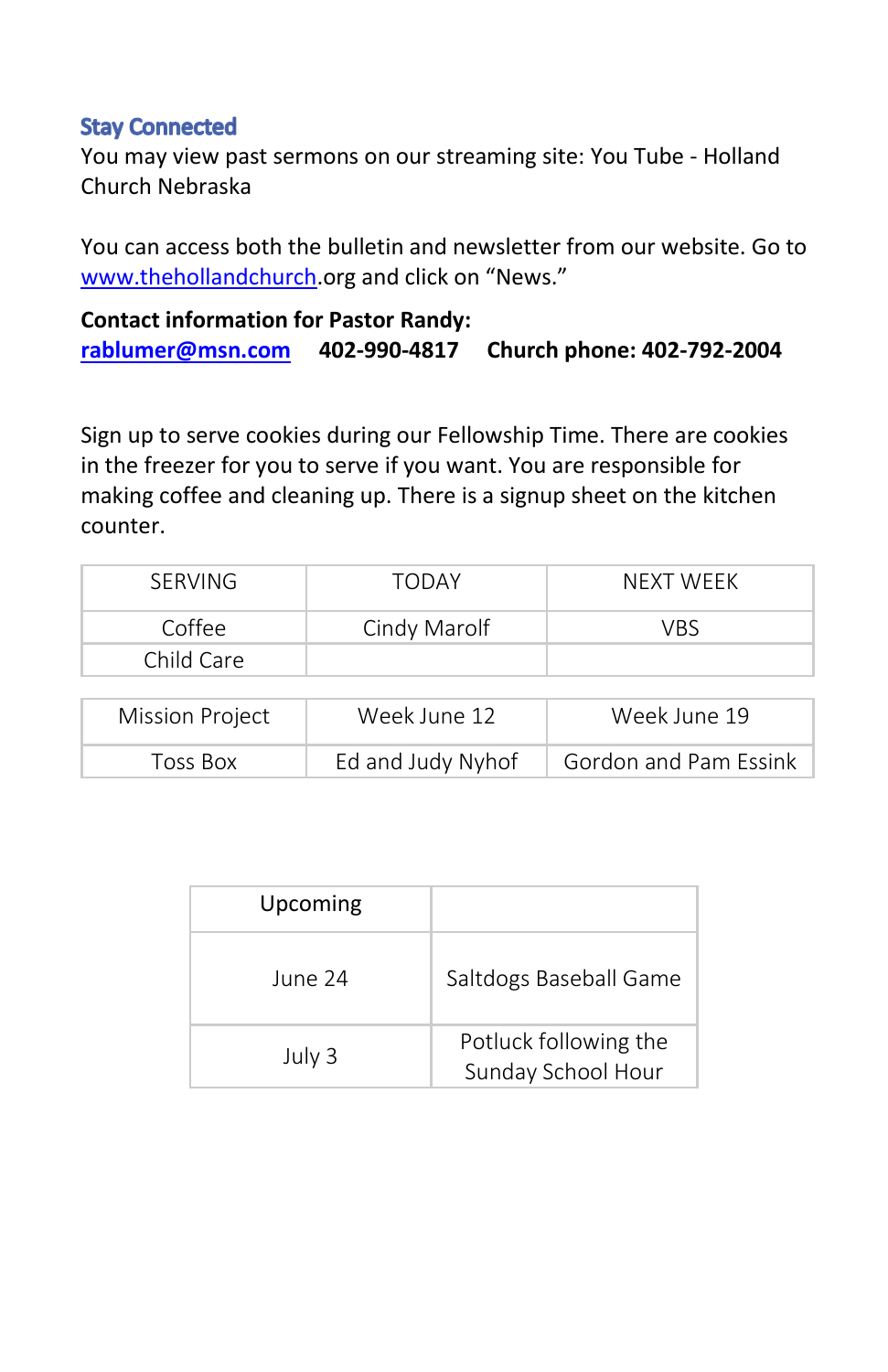## Stay Connected

You may view past sermons on our streaming site: You Tube - Holland Church Nebraska

You can access both the bulletin and newsletter from our website. Go to www.thehollandchurch.org and click on "News."

**Contact information for Pastor Randy:**
**rablumer@msn.com  402-990-4817  Church phone: 402-792-2004**

Sign up to serve cookies during our Fellowship Time. There are cookies in the freezer for you to serve if you want. You are responsible for making coffee and cleaning up. There is a signup sheet on the kitchen counter.

| SERVING | TODAY | NEXT WEEK |
|---|---|---|
| Coffee | Cindy Marolf | VBS |
| Child Care | | |

| Mission Project | Week June 12 | Week June 19 |
|---|---|---|
| Toss Box | Ed and Judy Nyhof | Gordon and Pam Essink |

| Upcoming | |
|---|---|
| June 24 | Saltdogs Baseball Game |
| July 3 | Potluck following the Sunday School Hour |